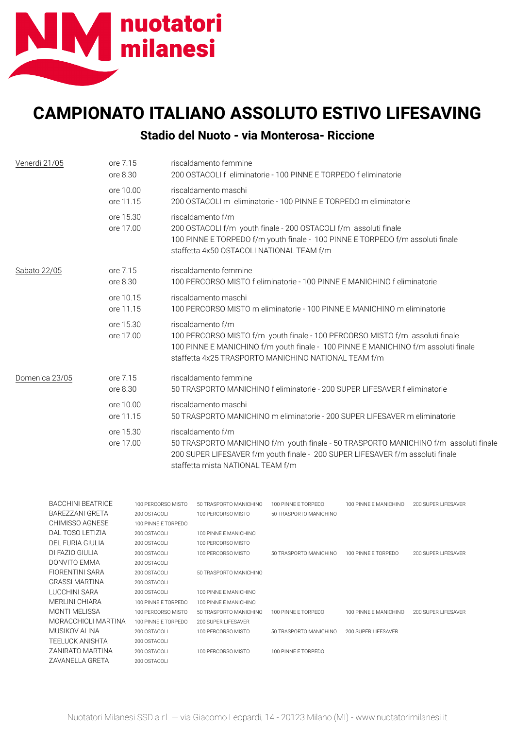nuotatori milanesi

# CAMPIONATO ITALIANO ASSOLUTO ESTIVO LIFESAVING

## Stadio del Nuoto - via Monterosa- Riccione

| | | |
|---|---|---|
| Venerdì 21/05 | ore 7.15<br>ore 8.30 | riscaldamento femmine<br>200 OSTACOLI f eliminatorie - 100 PINNE E TORPEDO f eliminatorie |
| | ore 10.00<br>ore 11.15 | riscaldamento maschi<br>200 OSTACOLI m eliminatorie - 100 PINNE E TORPEDO m eliminatorie |
| | ore 15.30<br>ore 17.00 | riscaldamento f/m<br>200 OSTACOLI f/m youth finale - 200 OSTACOLI f/m assoluti finale<br>100 PINNE E TORPEDO f/m youth finale - 100 PINNE E TORPEDO f/m assoluti finale<br>staffetta 4x50 OSTACOLI NATIONAL TEAM f/m |
| Sabato 22/05 | ore 7.15<br>ore 8.30 | riscaldamento femmine<br>100 PERCORSO MISTO f eliminatorie - 100 PINNE E MANICHINO f eliminatorie |
| | ore 10.15<br>ore 11.15 | riscaldamento maschi<br>100 PERCORSO MISTO m eliminatorie - 100 PINNE E MANICHINO m eliminatorie |
| | ore 15.30<br>ore 17.00 | riscaldamento f/m<br>100 PERCORSO MISTO f/m youth finale - 100 PERCORSO MISTO f/m assoluti finale<br>100 PINNE E MANICHINO f/m youth finale - 100 PINNE E MANICHINO f/m assoluti finale<br>staffetta 4x25 TRASPORTO MANICHINO NATIONAL TEAM f/m |
| Domenica 23/05 | ore 7.15<br>ore 8.30 | riscaldamento femmine<br>50 TRASPORTO MANICHINO f eliminatorie - 200 SUPER LIFESAVER f eliminatorie |
| | ore 10.00<br>ore 11.15 | riscaldamento maschi<br>50 TRASPORTO MANICHINO m eliminatorie - 200 SUPER LIFESAVER m eliminatorie |
| | ore 15.30<br>ore 17.00 | riscaldamento f/m<br>50 TRASPORTO MANICHINO f/m youth finale - 50 TRASPORTO MANICHINO f/m assoluti finale<br>200 SUPER LIFESAVER f/m youth finale - 200 SUPER LIFESAVER f/m assoluti finale<br>staffetta mista NATIONAL TEAM f/m |

| | | | | | |
|---|---|---|---|---|---|
| BACCHINI BEATRICE | 100 PERCORSO MISTO | 50 TRASPORTO MANICHINO | 100 PINNE E TORPEDO | 100 PINNE E MANICHINO | 200 SUPER LIFESAVER |
| BAREZZANI GRETA | 200 OSTACOLI | 100 PERCORSO MISTO | 50 TRASPORTO MANICHINO | | |
| CHIMISSO AGNESE | 100 PINNE E TORPEDO | | | | |
| DAL TOSO LETIZIA | 200 OSTACOLI | 100 PINNE E MANICHINO | | | |
| DEL FURIA GIULIA | 200 OSTACOLI | 100 PERCORSO MISTO | | | |
| DI FAZIO GIULIA | 200 OSTACOLI | 100 PERCORSO MISTO | 50 TRASPORTO MANICHINO | 100 PINNE E TORPEDO | 200 SUPER LIFESAVER |
| DONVITO EMMA | 200 OSTACOLI | | | | |
| FIORENTINI SARA | 200 OSTACOLI | 50 TRASPORTO MANICHINO | | | |
| GRASSI MARTINA | 200 OSTACOLI | | | | |
| LUCCHINI SARA | 200 OSTACOLI | 100 PINNE E MANICHINO | | | |
| MERLINI CHIARA | 100 PINNE E TORPEDO | 100 PINNE E MANICHINO | | | |
| MONTI MELISSA | 100 PERCORSO MISTO | 50 TRASPORTO MANICHINO | 100 PINNE E TORPEDO | 100 PINNE E MANICHINO | 200 SUPER LIFESAVER |
| MORACCHIOLI MARTINA | 100 PINNE E TORPEDO | 200 SUPER LIFESAVER | | | |
| MUSIKOV ALINA | 200 OSTACOLI | 100 PERCORSO MISTO | 50 TRASPORTO MANICHINO | 200 SUPER LIFESAVER | |
| TEELUCK ANISHTA | 200 OSTACOLI | | | | |
| ZANIRATO MARTINA | 200 OSTACOLI | 100 PERCORSO MISTO | 100 PINNE E TORPEDO | | |
| ZAVANELLA GRETA | 200 OSTACOLI | | | | |

Nuotatori Milanesi SSD a r.l. — via Giacomo Leopardi, 14 - 20123 Milano (MI) - www.nuotatorimilanesi.it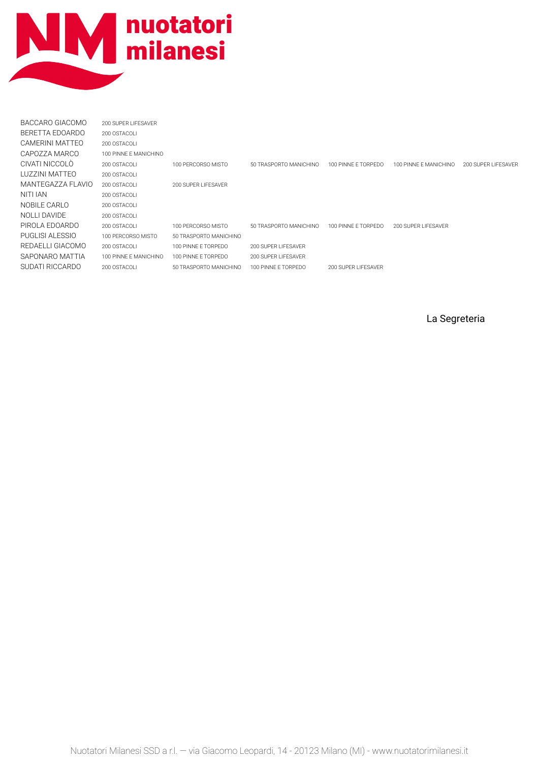| | | | | | | |
|---|---|---|---|---|---|---|
| BACCARO GIACOMO | 200 SUPER LIFESAVER | | | | | |
| BERETTA EDOARDO | 200 OSTACOLI | | | | | |
| CAMERINI MATTEO | 200 OSTACOLI | | | | | |
| CAPOZZA MARCO | 100 PINNE E MANICHINO | | | | | |
| CIVATI NICCOLÒ | 200 OSTACOLI | 100 PERCORSO MISTO | 50 TRASPORTO MANICHINO | 100 PINNE E TORPEDO | 100 PINNE E MANICHINO | 200 SUPER LIFESAVER |
| LUZZINI MATTEO | 200 OSTACOLI | | | | | |
| MANTEGAZZA FLAVIO | 200 OSTACOLI | 200 SUPER LIFESAVER | | | | |
| NITI IAN | 200 OSTACOLI | | | | | |
| NOBILE CARLO | 200 OSTACOLI | | | | | |
| NOLLI DAVIDE | 200 OSTACOLI | | | | | |
| PIROLA EDOARDO | 200 OSTACOLI | 100 PERCORSO MISTO | 50 TRASPORTO MANICHINO | 100 PINNE E TORPEDO | 200 SUPER LIFESAVER | |
| PUGLISI ALESSIO | 100 PERCORSO MISTO | 50 TRASPORTO MANICHINO | | | | |
| REDAELLI GIACOMO | 200 OSTACOLI | 100 PINNE E TORPEDO | 200 SUPER LIFESAVER | | | |
| SAPONARO MATTIA | 100 PINNE E MANICHINO | 100 PINNE E TORPEDO | 200 SUPER LIFESAVER | | | |
| SUDATI RICCARDO | 200 OSTACOLI | 50 TRASPORTO MANICHINO | 100 PINNE E TORPEDO | 200 SUPER LIFESAVER | | |

La Segreteria

Nuotatori Milanesi SSD a r.l. — via Giacomo Leopardi, 14 - 20123 Milano (MI) - www.nuotatorimilanesi.it